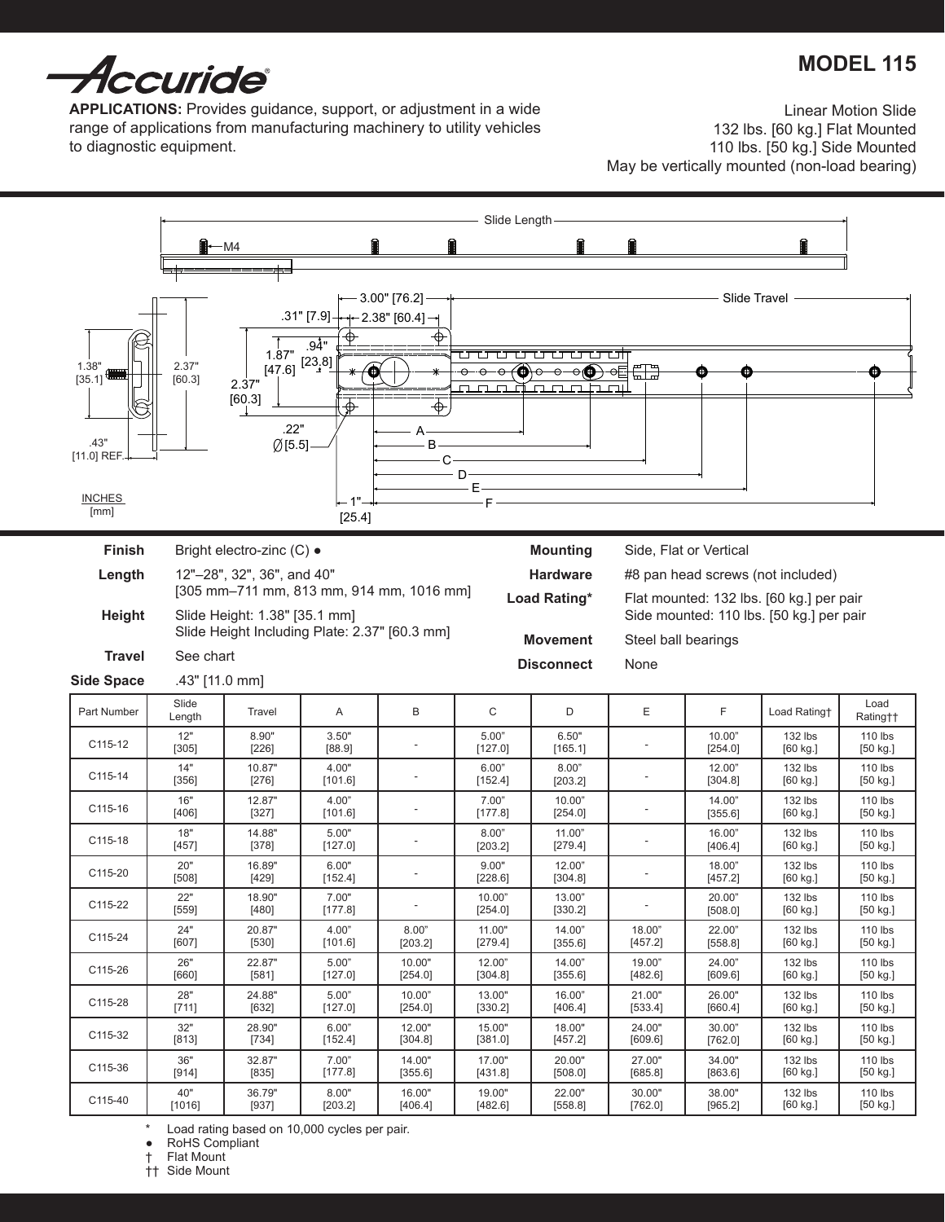# Accuride

## MODEL 115

**APPLICATIONS:** Provides guidance, support, or adjustment in a wide range of applications from manufacturing machinery to utility vehicles to diagnostic equipment.

Linear Motion Slide
132 lbs. [60 kg.] Flat Mounted
110 lbs. [50 kg.] Side Mounted
May be vertically mounted (non-load bearing)

Slide Length — M4 — Slide Travel — 3.00" [76.2] — .31" [7.9] — 2.38" [60.4] — .94" [23.8] — 1.87" [47.6] — 2.37" [60.3] — 1.38" [35.1] — 2.37" [60.3] — .43" [11.0] REF. — .22" Ø [5.5] — 1" [25.4] — A — B — C — D — E — F

INCHES [mm]

**Finish** Bright electro-zinc (C) ●

**Length** 12"–28", 32", 36", and 40" [305 mm–711 mm, 813 mm, 914 mm, 1016 mm]

**Height** Slide Height: 1.38" [35.1 mm]
Slide Height Including Plate: 2.37" [60.3 mm]

**Travel** See chart

**Side Space** .43" [11.0 mm]

**Mounting** Side, Flat or Vertical

**Hardware** #8 pan head screws (not included)

**Load Rating*** Flat mounted: 132 lbs. [60 kg.] per pair
Side mounted: 110 lbs. [50 kg.] per pair

**Movement** Steel ball bearings

**Disconnect** None

| Part Number | Slide Length | Travel | A | B | C | D | E | F | Load Rating† | Load Rating†† |
|---|---|---|---|---|---|---|---|---|---|---|
| C115-12 | 12" [305] | 8.90" [226] | 3.50" [88.9] | - | 5.00" [127.0] | 6.50" [165.1] | - | 10.00" [254.0] | 132 lbs [60 kg.] | 110 lbs [50 kg.] |
| C115-14 | 14" [356] | 10.87" [276] | 4.00" [101.6] | - | 6.00" [152.4] | 8.00" [203.2] | - | 12.00" [304.8] | 132 lbs [60 kg.] | 110 lbs [50 kg.] |
| C115-16 | 16" [406] | 12.87" [327] | 4.00" [101.6] | - | 7.00" [177.8] | 10.00" [254.0] | - | 14.00" [355.6] | 132 lbs [60 kg.] | 110 lbs [50 kg.] |
| C115-18 | 18" [457] | 14.88" [378] | 5.00" [127.0] | - | 8.00" [203.2] | 11.00" [279.4] | - | 16.00" [406.4] | 132 lbs [60 kg.] | 110 lbs [50 kg.] |
| C115-20 | 20" [508] | 16.89" [429] | 6.00" [152.4] | - | 9.00" [228.6] | 12.00" [304.8] | - | 18.00" [457.2] | 132 lbs [60 kg.] | 110 lbs [50 kg.] |
| C115-22 | 22" [559] | 18.90" [480] | 7.00" [177.8] | - | 10.00" [254.0] | 13.00" [330.2] | - | 20.00" [508.0] | 132 lbs [60 kg.] | 110 lbs [50 kg.] |
| C115-24 | 24" [607] | 20.87" [530] | 4.00" [101.6] | 8.00" [203.2] | 11.00" [279.4] | 14.00" [355.6] | 18.00" [457.2] | 22.00" [558.8] | 132 lbs [60 kg.] | 110 lbs [50 kg.] |
| C115-26 | 26" [660] | 22.87" [581] | 5.00" [127.0] | 10.00" [254.0] | 12.00" [304.8] | 14.00" [355.6] | 19.00" [482.6] | 24.00" [609.6] | 132 lbs [60 kg.] | 110 lbs [50 kg.] |
| C115-28 | 28" [711] | 24.88" [632] | 5.00" [127.0] | 10.00" [254.0] | 13.00" [330.2] | 16.00" [406.4] | 21.00" [533.4] | 26.00" [660.4] | 132 lbs [60 kg.] | 110 lbs [50 kg.] |
| C115-32 | 32" [813] | 28.90" [734] | 6.00" [152.4] | 12.00" [304.8] | 15.00" [381.0] | 18.00" [457.2] | 24.00" [609.6] | 30.00" [762.0] | 132 lbs [60 kg.] | 110 lbs [50 kg.] |
| C115-36 | 36" [914] | 32.87" [835] | 7.00" [177.8] | 14.00" [355.6] | 17.00" [431.8] | 20.00" [508.0] | 27.00" [685.8] | 34.00" [863.6] | 132 lbs [60 kg.] | 110 lbs [50 kg.] |
| C115-40 | 40" [1016] | 36.79" [937] | 8.00" [203.2] | 16.00" [406.4] | 19.00" [482.6] | 22.00" [558.8] | 30.00" [762.0] | 38.00" [965.2] | 132 lbs [60 kg.] | 110 lbs [50 kg.] |

\* Load rating based on 10,000 cycles per pair.
● RoHS Compliant
† Flat Mount
†† Side Mount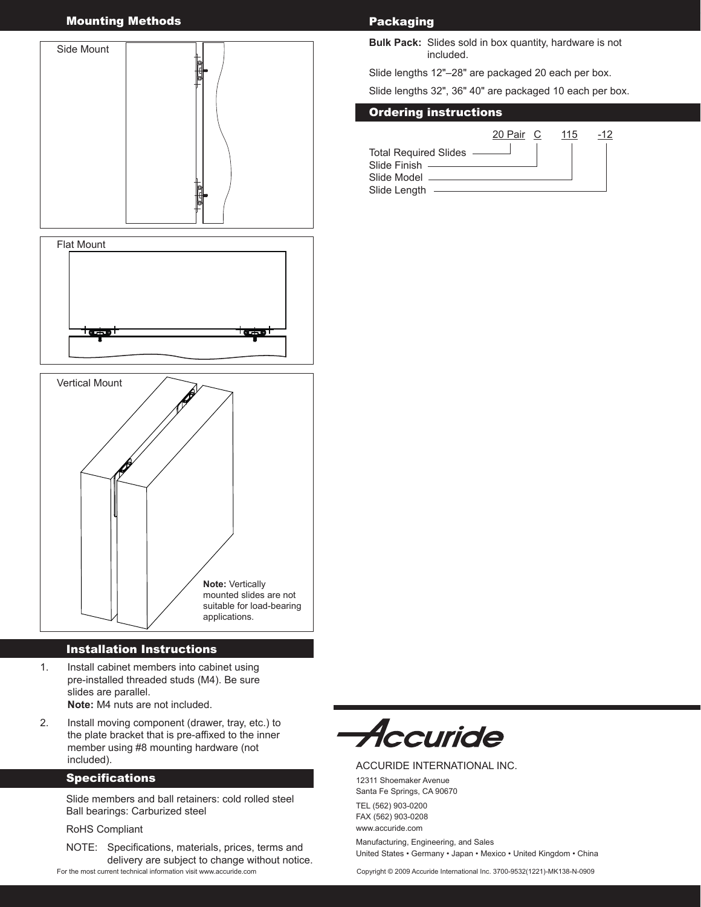## Mounting Methods

Side Mount

Flat Mount

Vertical Mount

**Note:** Vertically mounted slides are not suitable for load-bearing applications.

## Installation Instructions

1. Install cabinet members into cabinet using pre-installed threaded studs (M4). Be sure slides are parallel.
   **Note:** M4 nuts are not included.
2. Install moving component (drawer, tray, etc.) to the plate bracket that is pre-affixed to the inner member using #8 mounting hardware (not included).

## Specifications

Slide members and ball retainers: cold rolled steel
Ball bearings: Carburized steel

RoHS Compliant

NOTE: Specifications, materials, prices, terms and delivery are subject to change without notice.

For the most current technical information visit www.accuride.com

## Packaging

**Bulk Pack:** Slides sold in box quantity, hardware is not included.

Slide lengths 12"–28" are packaged 20 each per box.

Slide lengths 32", 36" 40" are packaged 10 each per box.

## Ordering instructions

20 Pair C 115 -12

- Total Required Slides — 20 Pair
- Slide Finish — C
- Slide Model — 115
- Slide Length — -12

Accuride

ACCURIDE INTERNATIONAL INC.

12311 Shoemaker Avenue
Santa Fe Springs, CA 90670

TEL (562) 903-0200
FAX (562) 903-0208
www.accuride.com

Manufacturing, Engineering, and Sales
United States • Germany • Japan • Mexico • United Kingdom • China

Copyright © 2009 Accuride International Inc. 3700-9532(1221)-MK138-N-0909